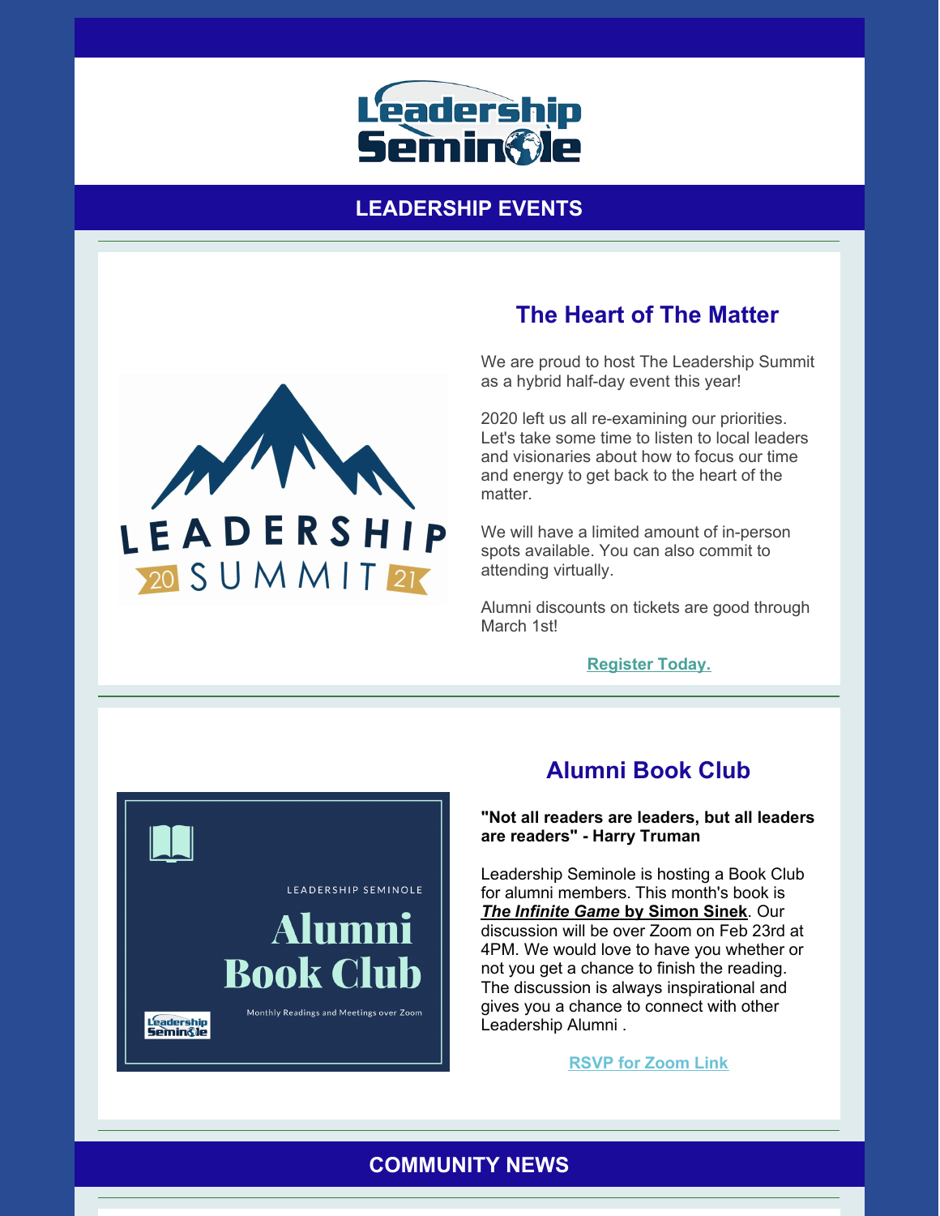# LEADERSHIP EVENTS

## The Heart of The Matter

We are proud to host The Leadership Summit as a hybrid half-day event this year!

2020 left us all re-examining our priorities. Let's take some time to listen to local leaders and visionaries about how to focus our time and energy to get back to the heart of the matter.

We will have a limited amount of in-person spots available. You can also commit to attending virtually.

Alumni discounts on tickets are good through March 1st!

**Register Today.**

## Alumni Book Club

**"Not all readers are leaders, but all leaders are readers" - Harry Truman**

Leadership Seminole is hosting a Book Club for alumni members. This month's book is ***The Infinite Game* by Simon Sinek**. Our discussion will be over Zoom on Feb 23rd at 4PM. We would love to have you whether or not you get a chance to finish the reading. The discussion is always inspirational and gives you a chance to connect with other Leadership Alumni .

**RSVP for Zoom Link**

# COMMUNITY NEWS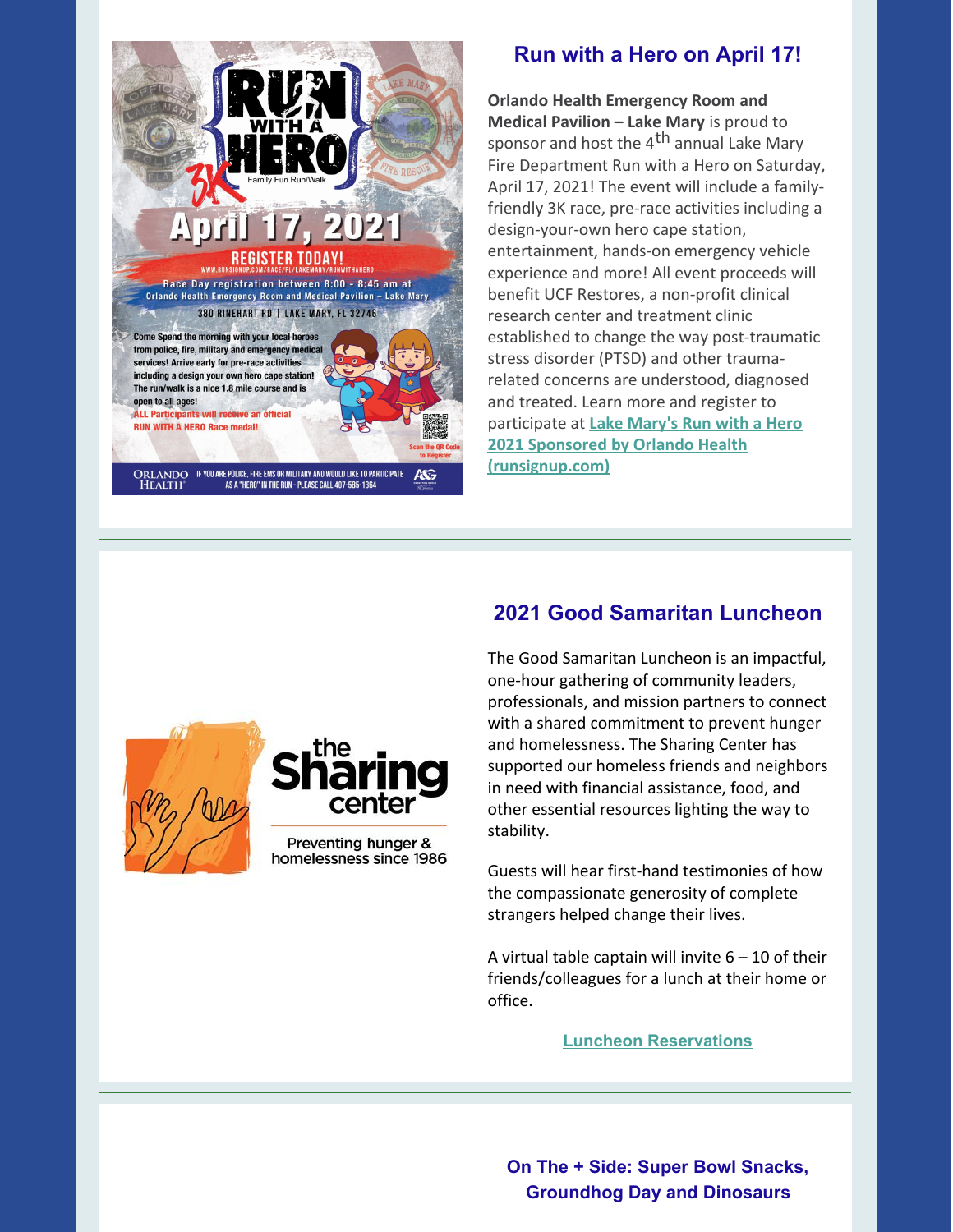## Run with a Hero on April 17!

**Orlando Health Emergency Room and Medical Pavilion – Lake Mary** is proud to sponsor and host the 4th annual Lake Mary Fire Department Run with a Hero on Saturday, April 17, 2021! The event will include a family-friendly 3K race, pre-race activities including a design-your-own hero cape station, entertainment, hands-on emergency vehicle experience and more! All event proceeds will benefit UCF Restores, a non-profit clinical research center and treatment clinic established to change the way post-traumatic stress disorder (PTSD) and other trauma-related concerns are understood, diagnosed and treated. Learn more and register to participate at **Lake Mary's Run with a Hero 2021 Sponsored by Orlando Health (runsignup.com)**

## 2021 Good Samaritan Luncheon

The Good Samaritan Luncheon is an impactful, one-hour gathering of community leaders, professionals, and mission partners to connect with a shared commitment to prevent hunger and homelessness. The Sharing Center has supported our homeless friends and neighbors in need with financial assistance, food, and other essential resources lighting the way to stability.

Guests will hear first-hand testimonies of how the compassionate generosity of complete strangers helped change their lives.

A virtual table captain will invite 6 – 10 of their friends/colleagues for a lunch at their home or office.

**Luncheon Reservations**

## On The + Side: Super Bowl Snacks, Groundhog Day and Dinosaurs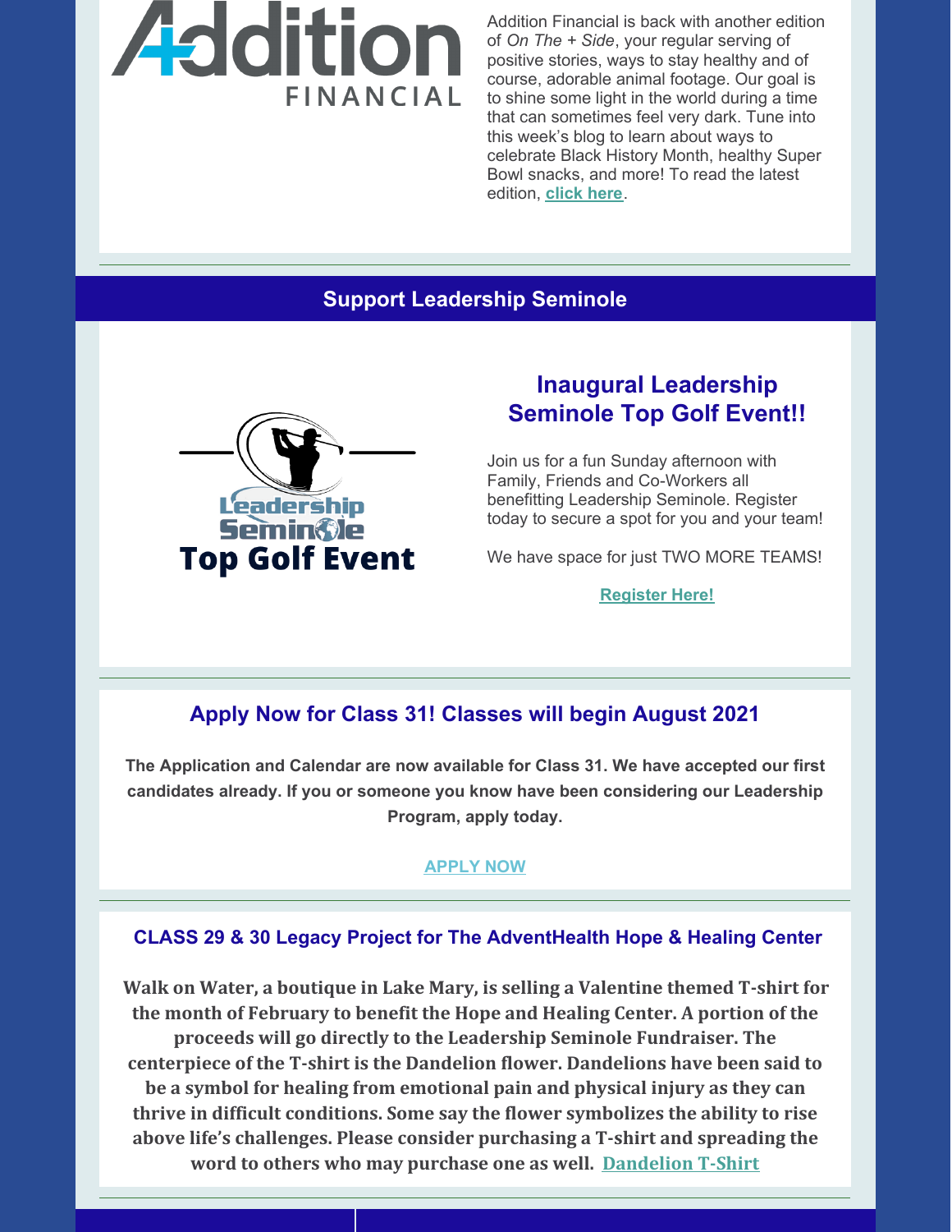Addition Financial is back with another edition of *On The + Side*, your regular serving of positive stories, ways to stay healthy and of course, adorable animal footage. Our goal is to shine some light in the world during a time that can sometimes feel very dark. Tune into this week's blog to learn about ways to celebrate Black History Month, healthy Super Bowl snacks, and more! To read the latest edition, **click here**.

## Support Leadership Seminole

### Inaugural Leadership Seminole Top Golf Event!!

Join us for a fun Sunday afternoon with Family, Friends and Co-Workers all benefitting Leadership Seminole. Register today to secure a spot for you and your team!

We have space for just TWO MORE TEAMS!

**Register Here!**

### Apply Now for Class 31! Classes will begin August 2021

**The Application and Calendar are now available for Class 31. We have accepted our first candidates already. If you or someone you know have been considering our Leadership Program, apply today.**

**APPLY NOW**

### CLASS 29 & 30 Legacy Project for The AdventHealth Hope & Healing Center

**Walk on Water, a boutique in Lake Mary, is selling a Valentine themed T-shirt for the month of February to benefit the Hope and Healing Center. A portion of the proceeds will go directly to the Leadership Seminole Fundraiser. The centerpiece of the T-shirt is the Dandelion flower. Dandelions have been said to be a symbol for healing from emotional pain and physical injury as they can thrive in difficult conditions. Some say the flower symbolizes the ability to rise above life's challenges. Please consider purchasing a T-shirt and spreading the word to others who may purchase one as well. Dandelion T-Shirt**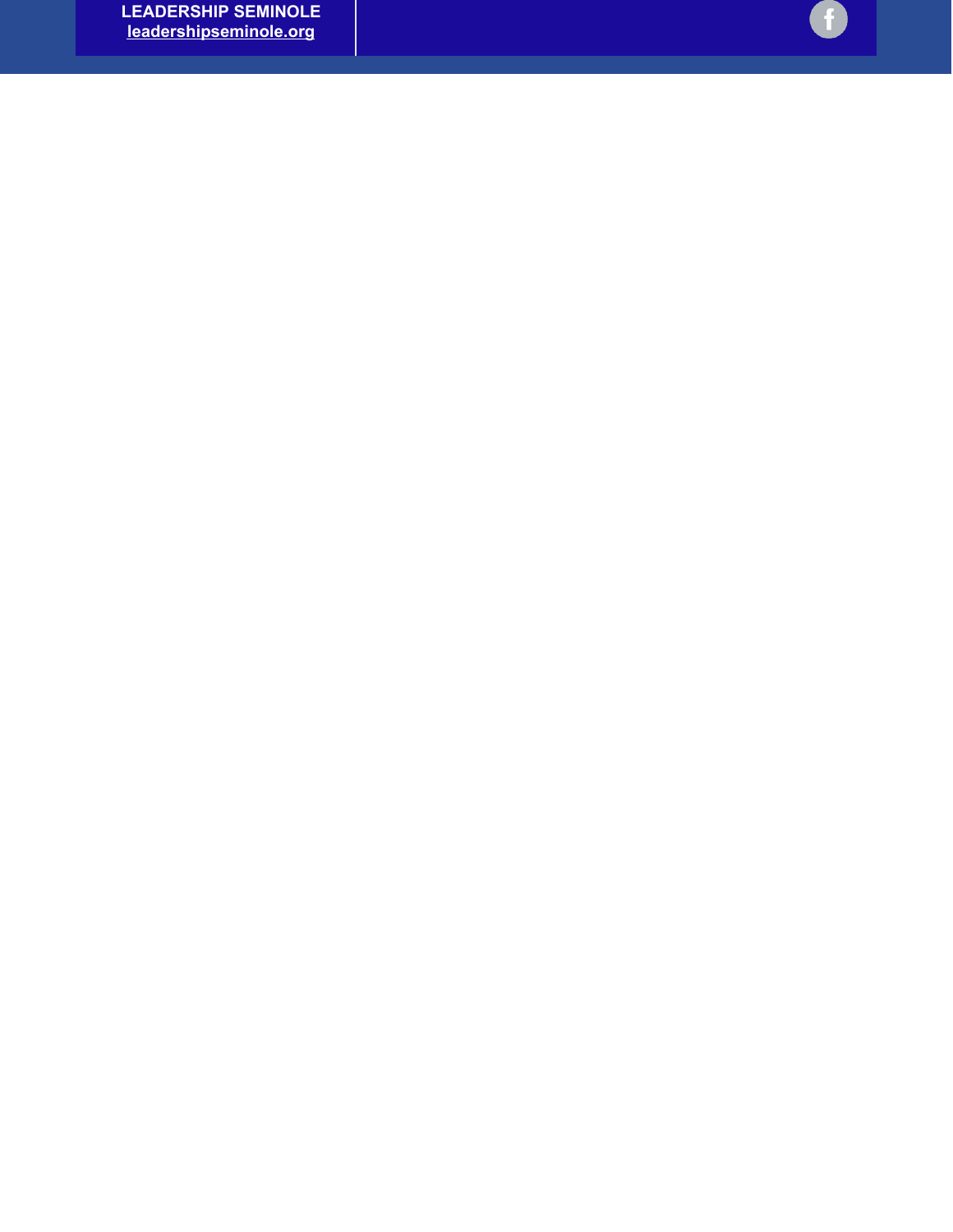**LEADERSHIP SEMINOLE**
leadershipseminole.org